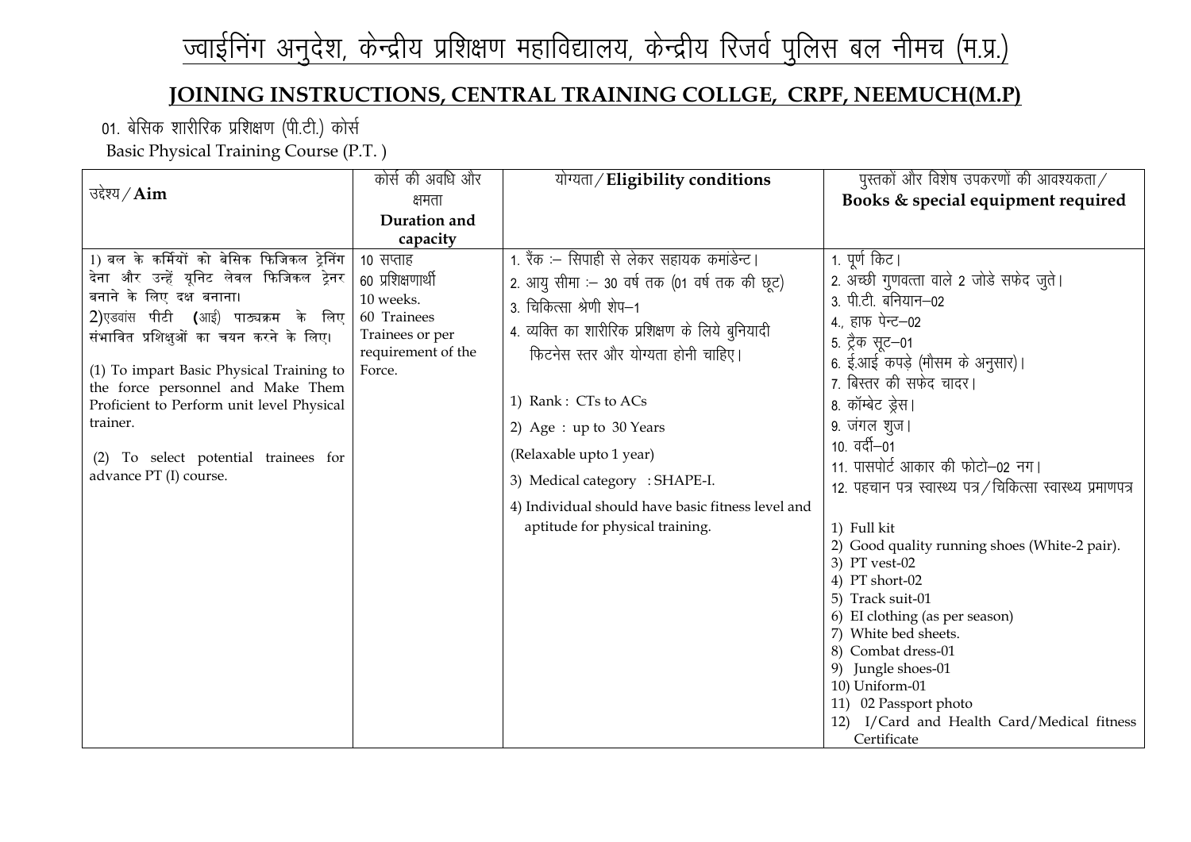# ज्वाईनिंग अनुदेश, केन्द्रीय प्रशिक्षण महाविद्यालय, केन्द्रीय रिजर्व पुलिस बल नीमच (म.प्र.)

## JOINING INSTRUCTIONS, CENTRAL TRAINING COLLGE, CRPF, NEEMUCH(M.P)

01. बेसिक शारीरिक प्रशिक्षण (पी.टी.) कोर्स
Basic Physical Training Course (P.T. )

| उद्देश्य / **Aim** | कोर्स की अवधि और क्षमता **Duration and capacity** | योग्यता / **Eligibility conditions** | पुस्तकों और विशेष उपकरणों की आवश्यकता / **Books & special equipment required** |
|---|---|---|---|
| 1) बल के कर्मियों को बेसिक फिजिकल ट्रेनिंग देना और उन्हें यूनिट लेवल फिजिकल ट्रेनर बनाने के लिए दक्ष बनाना।<br>2) एडवांस पीटी (आई) पाठ्यक्रम के लिए संभावित प्रशिक्षुओं का चयन करने के लिए।<br><br>(1) To impart Basic Physical Training to the force personnel and Make Them Proficient to Perform unit level Physical trainer.<br><br>(2) To select potential trainees for advance PT (I) course. | 10 सप्ताह<br>60 प्रशिक्षणार्थी<br>10 weeks.<br>60 Trainees<br>Trainees or per requirement of the Force. | 1. रैंक :– सिपाही से लेकर सहायक कमांडेन्ट।<br>2. आयु सीमा :– 30 वर्ष तक (01 वर्ष तक की छूट)<br>3. चिकित्सा श्रेणी शेप–1<br>4. व्यक्ति का शारीरिक प्रशिक्षण के लिये बुनियादी फिटनेस स्तर और योग्यता होनी चाहिए।<br><br>1) Rank : CTs to ACs<br>2) Age : up to 30 Years<br>(Relaxable upto 1 year)<br>3) Medical category : SHAPE-I.<br>4) Individual should have basic fitness level and aptitude for physical training. | 1. पूर्ण किट।<br>2. अच्छी गुणवत्ता वाले 2 जोडे सफेद जुते।<br>3. पी.टी. बनियान–02<br>4., हाफ पेन्ट–02<br>5. ट्रैक सूट–01<br>6. ई.आई कपड़े (मौसम के अनुसार)।<br>7. बिस्तर की सफेद चादर।<br>8. कॉम्बेट ड्रेस।<br>9. जंगल शुज।<br>10. वर्दी–01<br>11. पासपोर्ट आकार की फोटो–02 नग।<br>12. पहचान पत्र स्वास्थ्य पत्र / चिकित्सा स्वास्थ्य प्रमाणपत्र<br><br>1) Full kit<br>2) Good quality running shoes (White-2 pair).<br>3) PT vest-02<br>4) PT short-02<br>5) Track suit-01<br>6) EI clothing (as per season)<br>7) White bed sheets.<br>8) Combat dress-01<br>9) Jungle shoes-01<br>10) Uniform-01<br>11) 02 Passport photo<br>12) I/Card and Health Card/Medical fitness Certificate |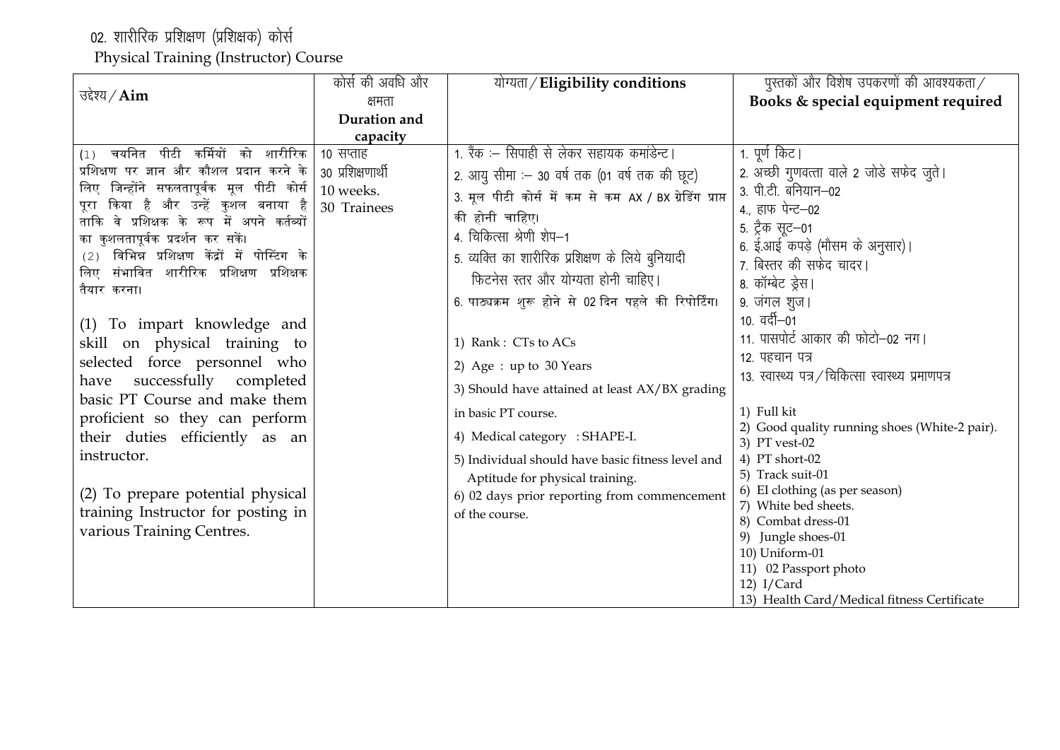02. शारीरिक प्रशिक्षण (प्रशिक्षक) कोर्स
Physical Training (Instructor) Course

| उद्देश्य / **Aim** | कोर्स की अवधि और क्षमता **Duration and capacity** | योग्यता / **Eligibility conditions** | पुस्तकों और विशेष उपकरणों की आवश्यकता / **Books & special equipment required** |
|---|---|---|---|
| (1) चयनित पीटी कर्मियों को शारीरिक प्रशिक्षण पर ज्ञान और कौशल प्रदान करने के लिए जिन्होंने सफलतापूर्वक मूल पीटी कोर्स पूरा किया है और उन्हें कुशल बनाया है ताकि वे प्रशिक्षक के रूप में अपने कर्तव्यों का कुशलतापूर्वक प्रदर्शन कर सकें।<br>(2) विभिन्न प्रशिक्षण केंद्रों में पोस्टिंग के लिए संभावित शारीरिक प्रशिक्षण प्रशिक्षक तैयार करना।<br><br>(1) To impart knowledge and skill on physical training to selected force personnel who have successfully completed basic PT Course and make them proficient so they can perform their duties efficiently as an instructor.<br><br>(2) To prepare potential physical training Instructor for posting in various Training Centres. | 10 सप्ताह<br>30 प्रशिक्षणार्थी<br>10 weeks.<br>30 Trainees | 1. रैंक :– सिपाही से लेकर सहायक कमांडेन्ट।<br>2. आयु सीमा :– 30 वर्ष तक (01 वर्ष तक की छूट)<br>3. मूल पीटी कोर्स में कम से कम AX / BX ग्रेडिंग प्राप्त की होनी चाहिए।<br>4. चिकित्सा श्रेणी शेप–1<br>5. व्यक्ति का शारीरिक प्रशिक्षण के लिये बुनियादी फिटनेस स्तर और योग्यता होनी चाहिए।<br>6. पाठ्यक्रम शुरू होने से 02 दिन पहले की रिपोर्टिंग।<br><br>1) Rank : CTs to ACs<br>2) Age : up to 30 Years<br>3) Should have attained at least AX/BX grading in basic PT course.<br>4) Medical category : SHAPE-I.<br>5) Individual should have basic fitness level and Aptitude for physical training.<br>6) 02 days prior reporting from commencement of the course. | 1. पूर्ण किट।<br>2. अच्छी गुणवत्ता वाले 2 जोडे सफेद जुते।<br>3. पी.टी. बनियान–02<br>4., हाफ पेन्ट–02<br>5. ट्रैक सूट–01<br>6. ई.आई कपड़े (मौसम के अनुसार)।<br>7. बिस्तर की सफेद चादर।<br>8. कॉम्बेट ड्रेस।<br>9. जंगल शुज।<br>10. वर्दी–01<br>11. पासपोर्ट आकार की फोटो–02 नग।<br>12. पहचान पत्र<br>13. स्वास्थ्य पत्र / चिकित्सा स्वास्थ्य प्रमाणपत्र<br><br>1) Full kit<br>2) Good quality running shoes (White-2 pair).<br>3) PT vest-02<br>4) PT short-02<br>5) Track suit-01<br>6) EI clothing (as per season)<br>7) White bed sheets.<br>8) Combat dress-01<br>9) Jungle shoes-01<br>10) Uniform-01<br>11) 02 Passport photo<br>12) I/Card<br>13) Health Card/Medical fitness Certificate |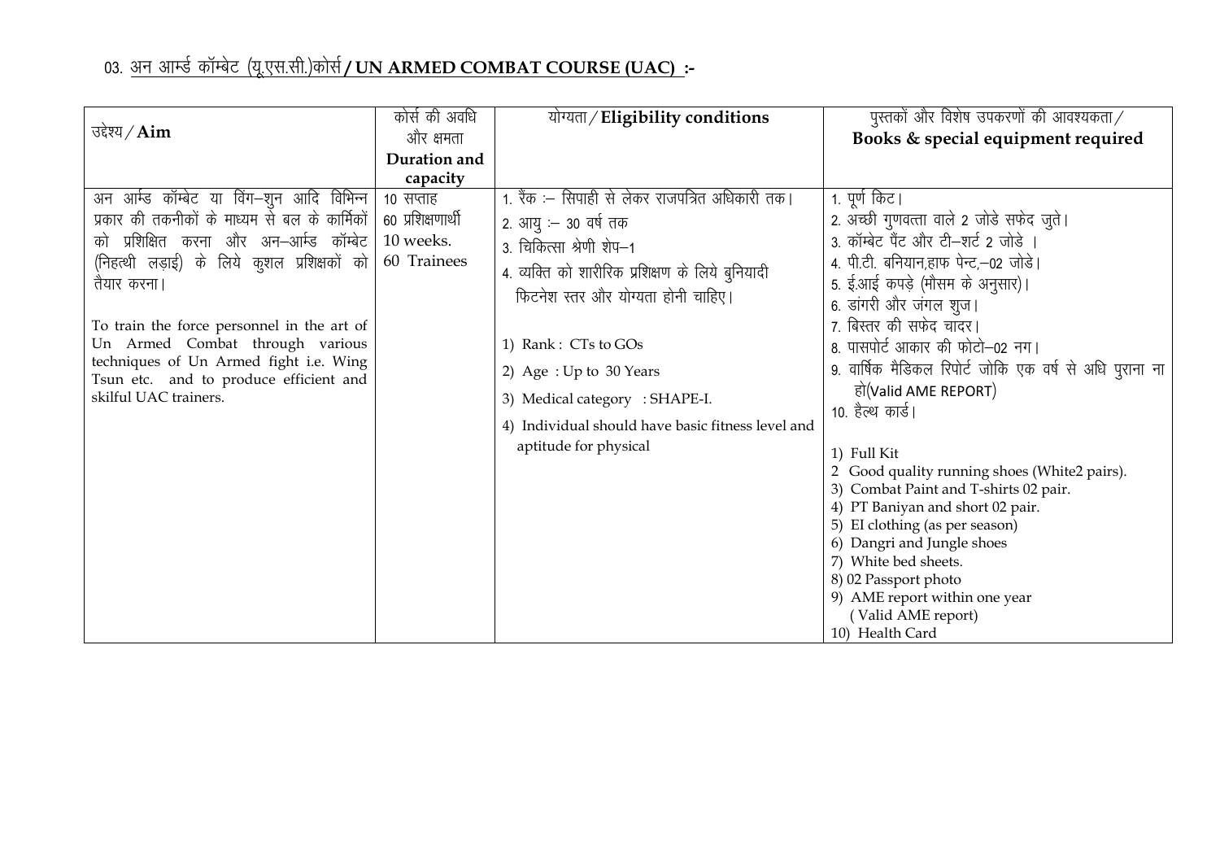03. अन आर्म्ड कॉम्बेट (यू.एस.सी.)कोर्स **/ UN ARMED COMBAT COURSE (UAC) :-**

| उद्देश्य / **Aim** | कोर्स की अवधि और क्षमता **Duration and capacity** | योग्यता / **Eligibility conditions** | पुस्तकों और विशेष उपकरणों की आवश्यकता / **Books & special equipment required** |
|---|---|---|---|
| अन आर्म्ड कॉम्बेट या विंग–शुन आदि विभिन्न प्रकार की तकनीकों के माध्यम से बल के कार्मिकों को प्रशिक्षित करना और अन–आर्म्ड कॉम्बेट (निहत्थी लड़ाई) के लिये कुशल प्रशिक्षकों को तैयार करना।<br><br>To train the force personnel in the art of Un Armed Combat through various techniques of Un Armed fight i.e. Wing Tsun etc. and to produce efficient and skilful UAC trainers. | 10 सप्ताह<br>60 प्रशिक्षणार्थी<br>10 weeks.<br>60 Trainees | 1. रैंक :– सिपाही से लेकर राजपत्रित अधिकारी तक।<br>2. आयु :– 30 वर्ष तक<br>3. चिकित्सा श्रेणी शेप–1<br>4. व्यक्ति को शारीरिक प्रशिक्षण के लिये बुनियादी फिटनेश स्तर और योग्यता होनी चाहिए।<br><br>1) Rank : CTs to GOs<br>2) Age : Up to 30 Years<br>3) Medical category : SHAPE-I.<br>4) Individual should have basic fitness level and aptitude for physical | 1. पूर्ण किट।<br>2. अच्छी गुणवत्ता वाले 2 जोडे सफेद जुते।<br>3. कॉम्बेट पैंट और टी–शर्ट 2 जोडे ।<br>4. पी.टी. बनियान,हाफ पेन्ट,–02 जोडे।<br>5. ई.आई कपड़े (मौसम के अनुसार)।<br>6. डांगरी और जंगल शुज।<br>7. बिस्तर की सफेद चादर।<br>8. पासपोर्ट आकार की फोटो–02 नग।<br>9. वार्षिक मैडिकल रिपोर्ट जोकि एक वर्ष से अधि पुराना ना हो(Valid AME REPORT)<br>10. हैल्थ कार्ड।<br><br>1) Full Kit<br>2 Good quality running shoes (White2 pairs).<br>3) Combat Paint and T-shirts 02 pair.<br>4) PT Baniyan and short 02 pair.<br>5) EI clothing (as per season)<br>6) Dangri and Jungle shoes<br>7) White bed sheets.<br>8) 02 Passport photo<br>9) AME report within one year ( Valid AME report)<br>10) Health Card |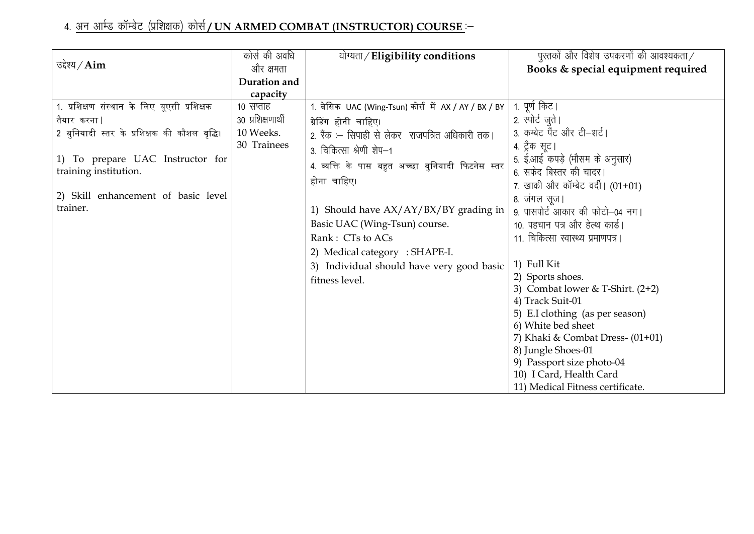4. <u>अन आर्म्ड कॉम्बेट (प्रशिक्षक) कोर्स</u> **<u>/ UN ARMED COMBAT (INSTRUCTOR) COURSE</u>** :–

| उद्देश्य / **Aim** | कोर्स की अवधि और क्षमता **Duration and capacity** | योग्यता / **Eligibility conditions** | पुस्तकों और विशेष उपकरणों की आवश्यकता / **Books & special equipment required** |
|---|---|---|---|
| 1. प्रशिक्षण संस्थान के लिए यूएसी प्रशिक्षक तैयार करना।<br>2 बुनियादी स्तर के प्रशिक्षक की कौशल वृद्धि।<br><br>1) To prepare UAC Instructor for training institution.<br><br>2) Skill enhancement of basic level trainer. | 10 सप्ताह<br>30 प्रशिक्षणार्थी<br>10 Weeks.<br>30 Trainees | 1. बेसिक UAC (Wing-Tsun) कोर्स में AX / AY / BX / BY ग्रेडिंग होनी चाहिए।<br>2. रैंक :– सिपाही से लेकर राजपत्रित अधिकारी तक।<br>3. चिकित्सा श्रेणी शेप–1<br>4. व्यक्ति के पास बहुत अच्छा बुनियादी फिटनेस स्तर होना चाहिए।<br><br>1) Should have AX/AY/BX/BY grading in Basic UAC (Wing-Tsun) course.<br>Rank : CTs to ACs<br>2) Medical category : SHAPE-I.<br>3) Individual should have very good basic fitness level. | 1. पूर्ण किट।<br>2. स्पोर्ट जुते।<br>3. कम्बेट पेंट और टी–शर्ट।<br>4. ट्रैक सूट।<br>5. ई.आई कपड़े (मौसम के अनुसार)<br>6. सफेद बिस्तर की चादर।<br>7. खाकी और कॉम्बेट वर्दी। (01+01)<br>8. जंगल सूज।<br>9. पासपोर्ट आकार की फोटो–04 नग।<br>10. पहचान पत्र और हेल्थ कार्ड।<br>11. चिकित्सा स्वास्थ्य प्रमाणपत्र।<br><br>1) Full Kit<br>2) Sports shoes.<br>3) Combat lower & T-Shirt. (2+2)<br>4) Track Suit-01<br>5) E.I clothing (as per season)<br>6) White bed sheet<br>7) Khaki & Combat Dress- (01+01)<br>8) Jungle Shoes-01<br>9) Passport size photo-04<br>10) I Card, Health Card<br>11) Medical Fitness certificate. |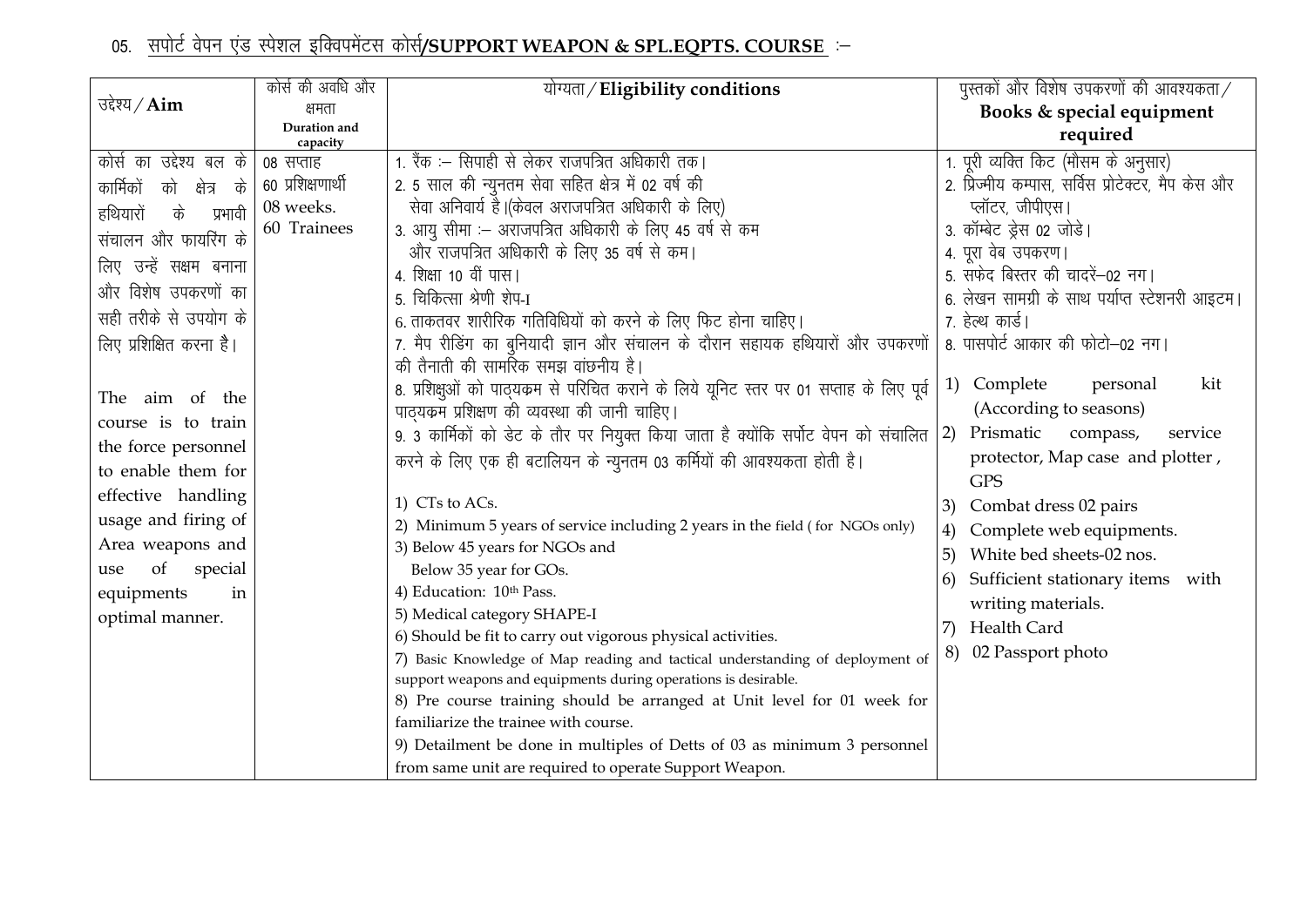05. <u>सपोर्ट वेपन एंड स्पेशल इक्विपमेंटस कोर्स/**SUPPORT WEAPON & SPL.EQPTS. COURSE**</u> :–

| उद्देश्य / **Aim** | कोर्स की अवधि और क्षमता **Duration and capacity** | योग्यता / **Eligibility conditions** | पुस्तकों और विशेष उपकरणों की आवश्यकता / **Books & special equipment required** |
|---|---|---|---|
| कोर्स का उद्देश्य बल के कार्मिकों को क्षेत्र के हथियारों के प्रभावी संचालन और फायरिंग के लिए उन्हें सक्षम बनाना और विशेष उपकरणों का सही तरीके से उपयोग के लिए प्रशिक्षित करना है।<br><br>The aim of the course is to train the force personnel to enable them for effective handling usage and firing of Area weapons and use of special equipments in optimal manner. | 08 सप्ताह<br>60 प्रशिक्षणार्थी<br>08 weeks.<br>60 Trainees | 1. रैंक :– सिपाही से लेकर राजपत्रित अधिकारी तक।<br>2. 5 साल की न्युनतम सेवा सहित क्षेत्र में 02 वर्ष की सेवा अनिवार्य है।(केवल अराजपत्रित अधिकारी के लिए)<br>3. आयु सीमा :– अराजपत्रित अधिकारी के लिए 45 वर्ष से कम और राजपत्रित अधिकारी के लिए 35 वर्ष से कम।<br>4. शिक्षा 10 वीं पास।<br>5. चिकित्सा श्रेणी शेप-I<br>6. ताकतवर शारीरिक गतिविधियों को करने के लिए फिट होना चाहिए।<br>7. मैप रीडिंग का बुनियादी ज्ञान और संचालन के दौरान सहायक हथियारों और उपकरणों की तैनाती की सामरिक समझ वांछनीय है।<br>8. प्रशिक्षुओं को पाठ्यक्रम से परिचित कराने के लिये यूनिट स्तर पर 01 सप्ताह के लिए पूर्व पाठ्यक्रम प्रशिक्षण की व्यवस्था की जानी चाहिए।<br>9. 3 कार्मिकों को डेट के तौर पर नियुक्त किया जाता है क्योंकि सर्पोट वेपन को संचालित करने के लिए एक ही बटालियन के न्युनतम 03 कर्मियों की आवश्यकता होती है।<br><br>1) CTs to ACs.<br>2) Minimum 5 years of service including 2 years in the field ( for NGOs only)<br>3) Below 45 years for NGOs and Below 35 year for GOs.<br>4) Education: 10th Pass.<br>5) Medical category SHAPE-I<br>6) Should be fit to carry out vigorous physical activities.<br>7) Basic Knowledge of Map reading and tactical understanding of deployment of support weapons and equipments during operations is desirable.<br>8) Pre course training should be arranged at Unit level for 01 week for familiarize the trainee with course.<br>9) Detailment be done in multiples of Detts of 03 as minimum 3 personnel from same unit are required to operate Support Weapon. | 1. पूरी व्यक्ति किट (मौसम के अनुसार)<br>2. प्रिज्मीय कम्पास, सर्विस प्रोटेक्टर, मैप केस और प्लॉटर, जीपीएस।<br>3. कॉम्बेट ड्रेस 02 जोडे।<br>4. पूरा वेब उपकरण।<br>5. सफेद बिस्तर की चादरें–02 नग।<br>6. लेखन सामग्री के साथ पर्याप्त स्टेशनरी आइटम।<br>7. हेल्थ कार्ड।<br>8. पासपोर्ट आकार की फोटो–02 नग।<br><br>1) Complete personal kit (According to seasons)<br>2) Prismatic compass, service protector, Map case and plotter , GPS<br>3) Combat dress 02 pairs<br>4) Complete web equipments.<br>5) White bed sheets-02 nos.<br>6) Sufficient stationary items with writing materials.<br>7) Health Card<br>8) 02 Passport photo |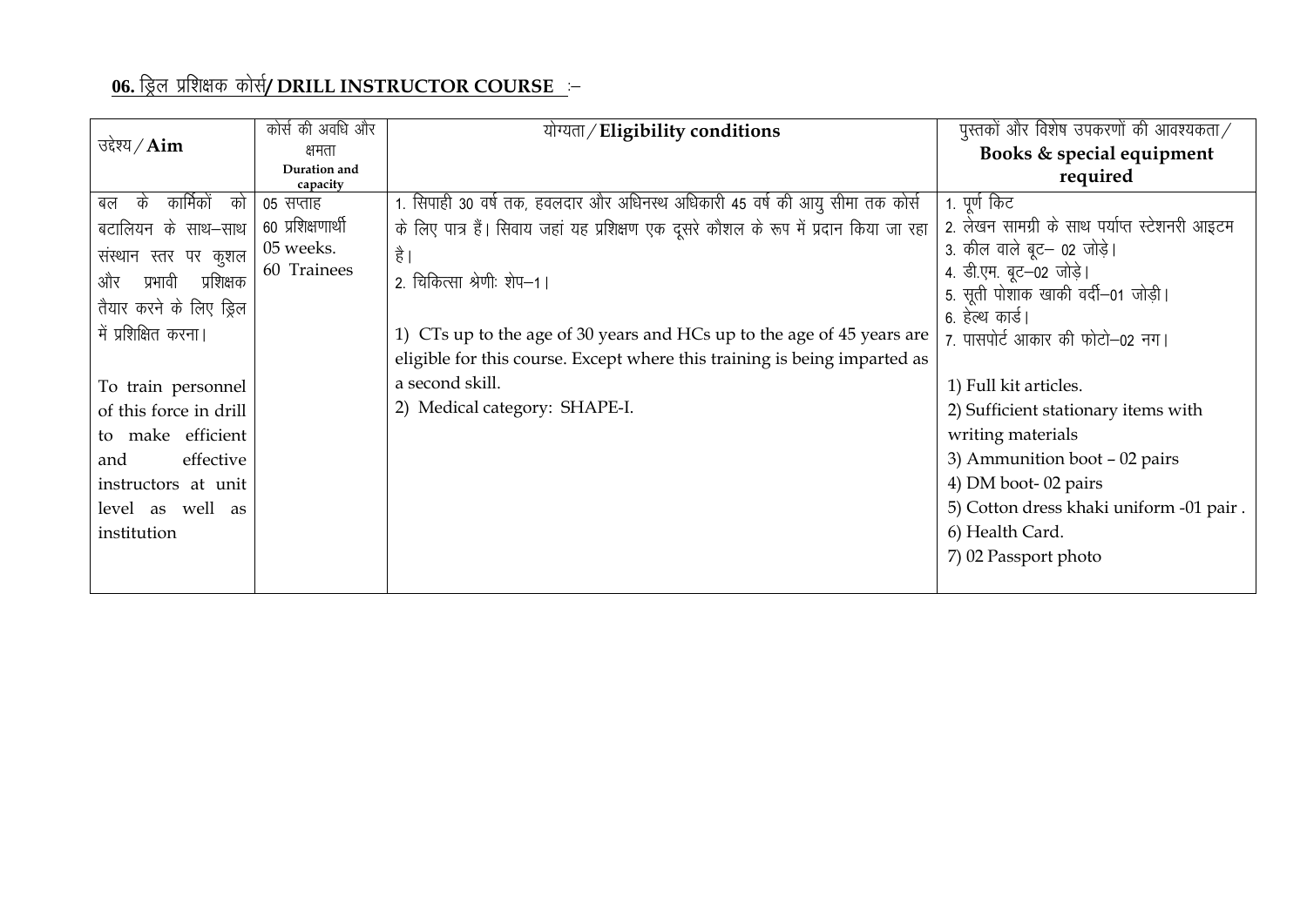**06.** ड्रिल प्रशिक्षक कोर्स**/ DRILL INSTRUCTOR COURSE** :–

| उद्देश्य / **Aim** | कोर्स की अवधि और क्षमता<br>**Duration and capacity** | योग्यता / **Eligibility conditions** | पुस्तकों और विशेष उपकरणों की आवश्यकता / **Books & special equipment required** |
|---|---|---|---|
| बल के कार्मिकों को बटालियन के साथ–साथ संस्थान स्तर पर कुशल और प्रभावी प्रशिक्षक तैयार करने के लिए ड्रिल में प्रशिक्षित करना।<br><br>To train personnel of this force in drill to make efficient and effective instructors at unit level as well as institution | 05 सप्ताह<br>60 प्रशिक्षणार्थी<br>05 weeks.<br>60 Trainees | 1. सिपाही 30 वर्ष तक, हवलदार और अधिनस्थ अधिकारी 45 वर्ष की आयु सीमा तक कोर्स के लिए पात्र हैं। सिवाय जहां यह प्रशिक्षण एक दूसरे कौशल के रूप में प्रदान किया जा रहा है।<br>2. चिकित्सा श्रेणीः शेप–1।<br><br>1) CTs up to the age of 30 years and HCs up to the age of 45 years are eligible for this course. Except where this training is being imparted as a second skill.<br>2) Medical category: SHAPE-I. | 1. पूर्ण किट<br>2. लेखन सामग्री के साथ पर्याप्त स्टेशनरी आइटम<br>3. कील वाले बूट– 02 जोड़े।<br>4. डी.एम. बूट–02 जोड़े।<br>5. सूती पोशाक खाकी वर्दी–01 जोड़ी।<br>6. हेल्थ कार्ड।<br>7. पासपोर्ट आकार की फोटो–02 नग।<br><br>1) Full kit articles.<br>2) Sufficient stationary items with writing materials<br>3) Ammunition boot – 02 pairs<br>4) DM boot- 02 pairs<br>5) Cotton dress khaki uniform -01 pair .<br>6) Health Card.<br>7) 02 Passport photo |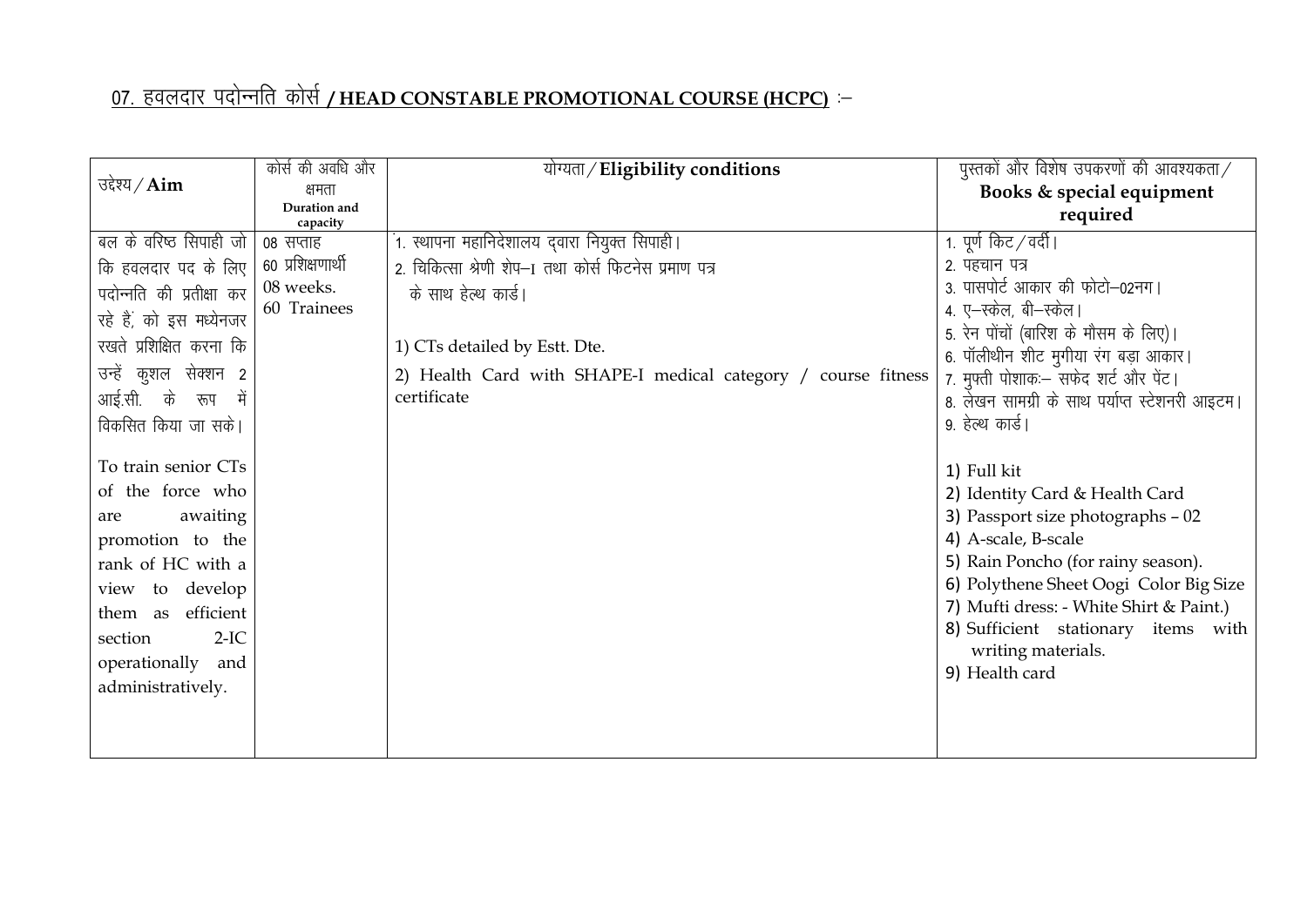## 07. हवलदार पदोन्नति कोर्स **/ HEAD CONSTABLE PROMOTIONAL COURSE (HCPC)** :–

| उद्देश्य / **Aim** | कोर्स की अवधि और क्षमता **Duration and capacity** | योग्यता / **Eligibility conditions** | पुस्तकों और विशेष उपकरणों की आवश्यकता / **Books & special equipment required** |
|---|---|---|---|
| बल के वरिष्ठ सिपाही जो कि हवलदार पद के लिए पदोन्नति की प्रतीक्षा कर रहे हैं, को इस मध्येनजर रखते प्रशिक्षित करना कि उन्हें कुशल सेक्शन 2 आई.सी. के रूप में विकसित किया जा सके।<br><br>To train senior CTs of the force who are awaiting promotion to the rank of HC with a view to develop them as efficient section 2-IC operationally and administratively. | 08 सप्ताह<br>60 प्रशिक्षणार्थी<br>08 weeks.<br>60 Trainees | 1. स्थापना महानिदेशालय द्वारा नियुक्त सिपाही।<br>2. चिकित्सा श्रेणी शेप–I तथा कोर्स फिटनेस प्रमाण पत्र के साथ हेल्थ कार्ड।<br><br>1) CTs detailed by Estt. Dte.<br>2) Health Card with SHAPE-I medical category / course fitness certificate | 1. पूर्ण किट / वर्दी।<br>2. पहचान पत्र<br>3. पासपोर्ट आकार की फोटो–02नग।<br>4. ए–स्केल, बी–स्केल।<br>5. रेन पोंचों (बारिश के मौसम के लिए)।<br>6. पॉलीथीन शीट मुगीया रंग बड़ा आकार।<br>7. मुफ्ती पोशाकः– सफेद शर्ट और पेंट।<br>8. लेखन सामग्री के साथ पर्याप्त स्टेशनरी आइटम।<br>9. हेल्थ कार्ड।<br><br>1) Full kit<br>2) Identity Card & Health Card<br>3) Passport size photographs – 02<br>4) A-scale, B-scale<br>5) Rain Poncho (for rainy season).<br>6) Polythene Sheet Oogi Color Big Size<br>7) Mufti dress: - White Shirt & Paint.)<br>8) Sufficient stationary items with writing materials.<br>9) Health card |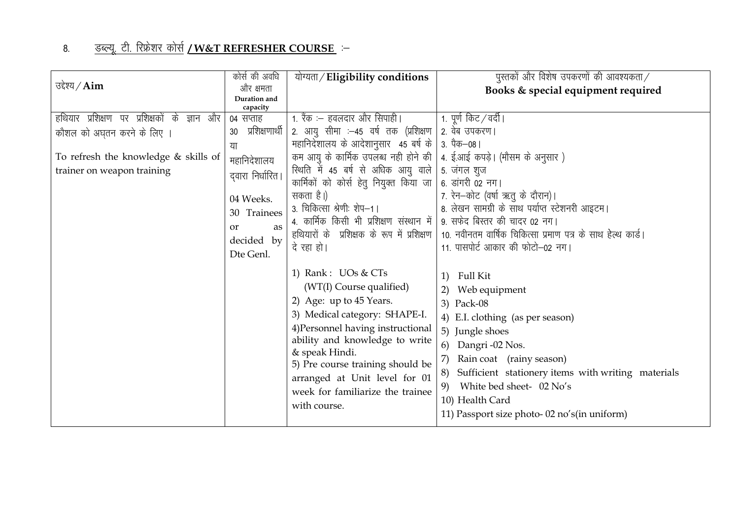## 8. डब्ल्यू. टी. रिफ्रेशर कोर्स / W&T REFRESHER COURSE :–

| उद्देश्य / **Aim** | कोर्स की अवधि और क्षमता **Duration and capacity** | योग्यता / **Eligibility conditions** | पुस्तकों और विशेष उपकरणों की आवश्यकता / **Books & special equipment required** |
|---|---|---|---|
| हथियार प्रशिक्षण पर प्रशिक्षकों के ज्ञान और कौशल को अद्यतन करने के लिए ।<br><br>To refresh the knowledge & skills of trainer on weapon training | 04 सप्ताह<br>30 प्रशिक्षणार्थी या महानिदेशालय द्वारा निर्धारित।<br><br>04 Weeks.<br>30 Trainees or as decided by Dte Genl. | 1. रैंक :– हवलदार और सिपाही।<br>2. आयु सीमा :–45 वर्ष तक (प्रशिक्षण महानिदेशालय के आदेशानुसार 45 बर्ष के कम आयु के कार्मिक उपलब्ध नही होने की स्थिति में 45 बर्ष से अधिक आयु वाले कार्मिकों को कोर्स हेतु नियुक्त किया जा सकता है।)<br>3. चिकित्सा श्रेणीः शेप–1।<br>4. कार्मिक किसी भी प्रशिक्षण संस्थान में हथियारों के प्रशिक्षक के रूप में प्रशिक्षण दे रहा हो।<br><br>1) Rank : UOs & CTs (WT(I) Course qualified)<br>2) Age: up to 45 Years.<br>3) Medical category: SHAPE-I.<br>4)Personnel having instructional ability and knowledge to write & speak Hindi.<br>5) Pre course training should be arranged at Unit level for 01 week for familiarize the trainee with course. | 1. पूर्ण किट / वर्दी।<br>2. वेब उपकरण।<br>3. पैक–08।<br>4. ई.आई कपड़े। (मौसम के अनुसार )<br>5. जंगल शुज<br>6. डांगरी 02 नग।<br>7. रेन–कोट (वर्षा ऋतु के दौरान)।<br>8. लेखन सामग्री के साथ पर्याप्त स्टेशनरी आइटम।<br>9. सफेद बिस्तर की चादर 02 नग।<br>10. नवीनतम वार्षिक चिकित्सा प्रमाण पत्र के साथ हेल्थ कार्ड।<br>11. पासपोर्ट आकार की फोटो–02 नग।<br><br>1) Full Kit<br>2) Web equipment<br>3) Pack-08<br>4) E.I. clothing (as per season)<br>5) Jungle shoes<br>6) Dangri -02 Nos.<br>7) Rain coat (rainy season)<br>8) Sufficient stationery items with writing materials<br>9) White bed sheet- 02 No's<br>10) Health Card<br>11) Passport size photo- 02 no's(in uniform) |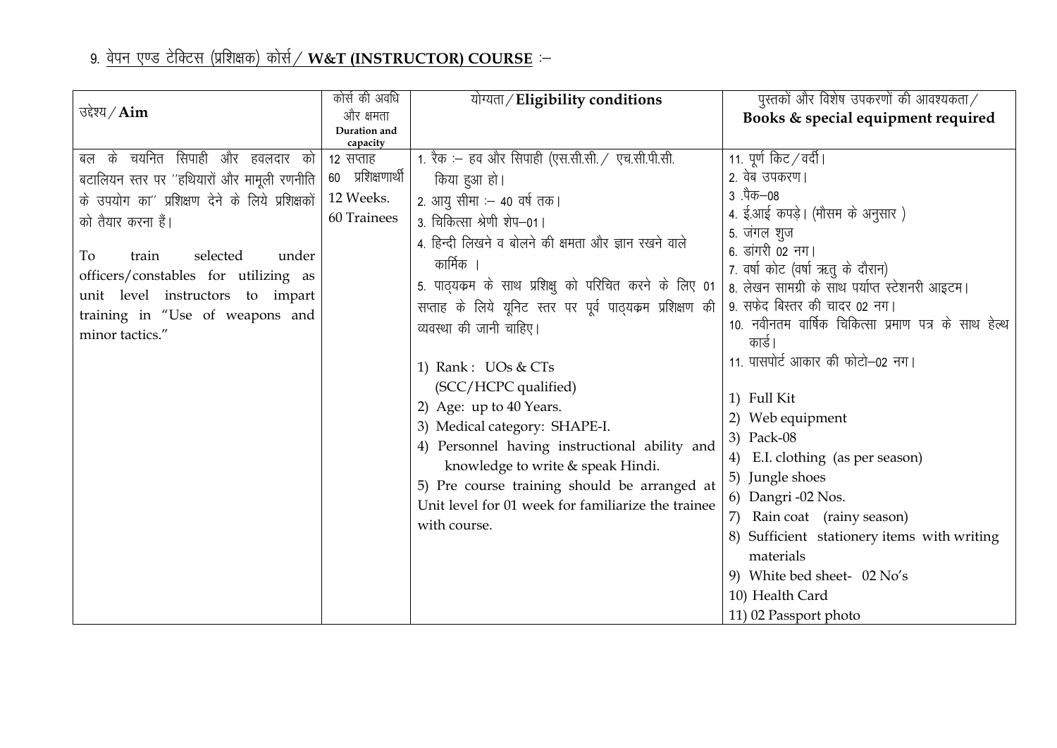9. <u>वेपन एण्ड टेक्टिस (प्रशिक्षक) कोर्स / **W&T (INSTRUCTOR) COURSE**</u> :–

| उद्देश्य / **Aim** | कोर्स की अवधि और क्षमता **Duration and capacity** | योग्यता / **Eligibility conditions** | पुस्तकों और विशेष उपकरणों की आवश्यकता / **Books & special equipment required** |
|---|---|---|---|
| बल के चयनित सिपाही और हवलदार को बटालियन स्तर पर ''हथियारों और मामूली रणनीति के उपयोग का'' प्रशिक्षण देने के लिये प्रशिक्षकों को तैयार करना हैं।<br><br>To train selected under officers/constables for utilizing as unit level instructors to impart training in "Use of weapons and minor tactics." | 12 सप्ताह<br>60 प्रशिक्षणार्थी<br>12 Weeks.<br>60 Trainees | 1. रैक :– हव और सिपाही (एस.सी.सी. / एच.सी.पी.सी. किया हुआ हो।<br>2. आयु सीमा :– 40 वर्ष तक।<br>3. चिकित्सा श्रेणी शेप–01।<br>4. हिन्दी लिखने व बोलने की क्षमता और ज्ञान रखने वाले कार्मिक ।<br>5. पाठ्यक्रम के साथ प्रशिक्षु को परिचित करने के लिए 01 सप्ताह के लिये यूनिट स्तर पर पूर्व पाठ्यक्रम प्रशिक्षण की व्यवस्था की जानी चाहिए।<br><br>1) Rank : UOs & CTs (SCC/HCPC qualified)<br>2) Age: up to 40 Years.<br>3) Medical category: SHAPE-I.<br>4) Personnel having instructional ability and knowledge to write & speak Hindi.<br>5) Pre course training should be arranged at Unit level for 01 week for familiarize the trainee with course. | 11. पूर्ण किट / वर्दी।<br>2. वेब उपकरण।<br>3 .पैक–08<br>4. ई.आई कपड़े। (मौसम के अनुसार )<br>5. जंगल शुज<br>6. डांगरी 02 नग।<br>7. वर्षा कोट (वर्षा ऋतु के दौरान)<br>8. लेखन सामग्री के साथ पर्याप्त स्टेशनरी आइटम।<br>9. सफेद बिस्तर की चादर 02 नग।<br>10. नवीनतम वार्षिक चिकित्सा प्रमाण पत्र के साथ हेल्थ कार्ड।<br>11. पासपोर्ट आकार की फोटो–02 नग।<br><br>1) Full Kit<br>2) Web equipment<br>3) Pack-08<br>4) E.I. clothing (as per season)<br>5) Jungle shoes<br>6) Dangri -02 Nos.<br>7) Rain coat (rainy season)<br>8) Sufficient stationery items with writing materials<br>9) White bed sheet- 02 No's<br>10) Health Card<br>11) 02 Passport photo |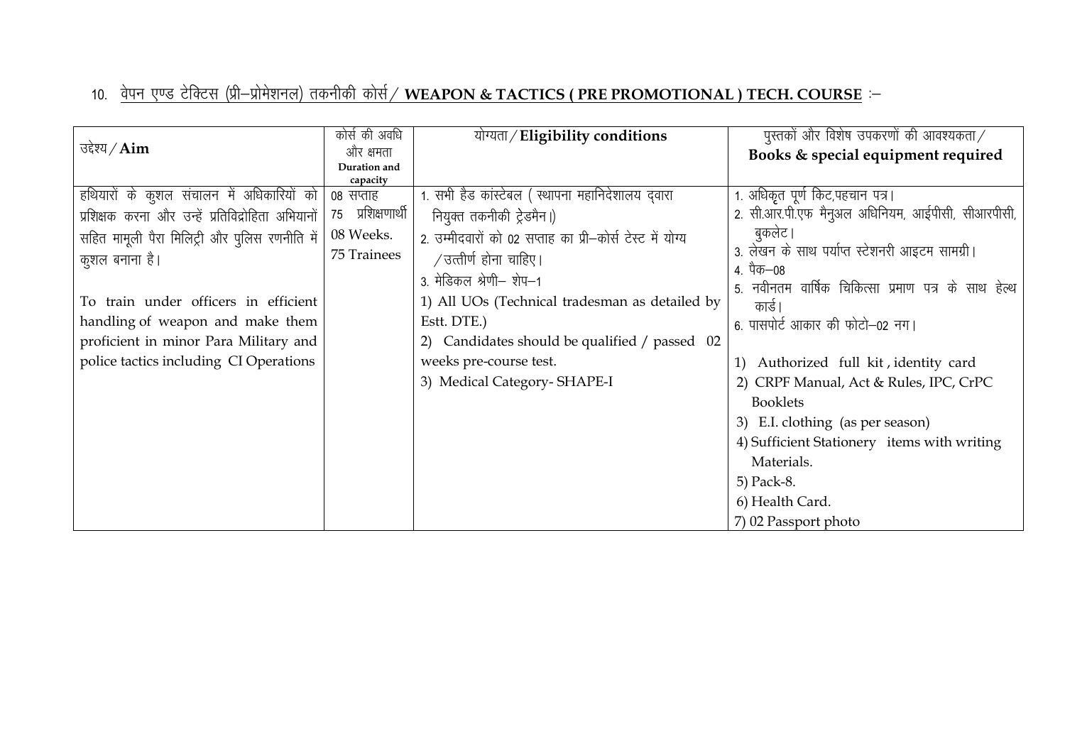10. <u>वेपन एण्ड टेक्टिस (प्री–प्रोमेशनल) तकनीकी कोर्स / **WEAPON & TACTICS ( PRE PROMOTIONAL ) TECH. COURSE**</u> :–

| उद्देश्य / **Aim** | कोर्स की अवधि और क्षमता **Duration and capacity** | योग्यता / **Eligibility conditions** | पुस्तकों और विशेष उपकरणों की आवश्यकता / **Books & special equipment required** |
|---|---|---|---|
| हथियारों के कुशल संचालन में अधिकारियों को प्रशिक्षक करना और उन्हें प्रतिविद्रोहिता अभियानों सहित मामूली पैरा मिलिट्री और पुलिस रणनीति में कुशल बनाना है।<br><br>To train under officers in efficient handling of weapon and make them proficient in minor Para Military and police tactics including CI Operations | 08 सप्ताह<br>75 प्रशिक्षणार्थी<br>08 Weeks.<br>75 Trainees | 1. सभी हैड कांस्टेबल ( स्थापना महानिदेशालय द्वारा नियुक्त तकनीकी ट्रेडमैन।)<br>2. उम्मीदवारों को 02 सप्ताह का प्री–कोर्स टेस्ट में योग्य / उत्तीर्ण होना चाहिए।<br>3. मेडिकल श्रेणी– शेप–1<br>1) All UOs (Technical tradesman as detailed by Estt. DTE.)<br>2) Candidates should be qualified / passed 02 weeks pre-course test.<br>3) Medical Category- SHAPE-I | 1. अधिकृत पूर्ण किट,पहचान पत्र।<br>2. सी.आर.पी.एफ मैनुअल अधिनियम, आईपीसी, सीआरपीसी, बुकलेट।<br>3. लेखन के साथ पर्याप्त स्टेशनरी आइटम सामग्री।<br>4. पैक–08<br>5. नवीनतम वार्षिक चिकित्सा प्रमाण पत्र के साथ हेल्थ कार्ड।<br>6. पासपोर्ट आकार की फोटो–02 नग।<br><br>1) Authorized full kit , identity card<br>2) CRPF Manual, Act & Rules, IPC, CrPC Booklets<br>3) E.I. clothing (as per season)<br>4) Sufficient Stationery items with writing Materials.<br>5) Pack-8.<br>6) Health Card.<br>7) 02 Passport photo |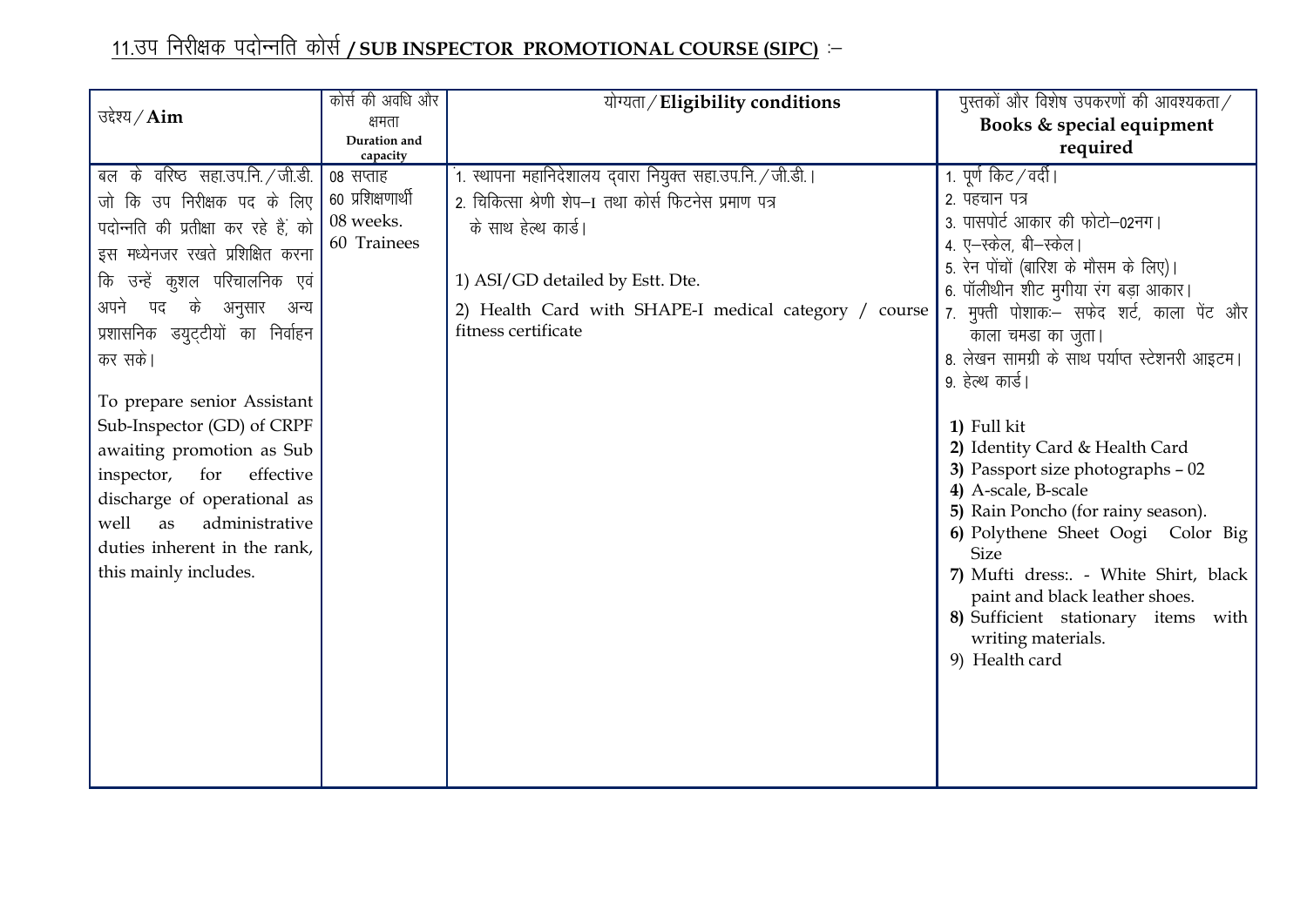## 11.उप निरीक्षक पदोन्नति कोर्स / SUB INSPECTOR PROMOTIONAL COURSE (SIPC) :–

| उद्देश्य / **Aim** | कोर्स की अवधि और क्षमता **Duration and capacity** | योग्यता / **Eligibility conditions** | पुस्तकों और विशेष उपकरणों की आवश्यकता / **Books & special equipment required** |
|---|---|---|---|
| बल के वरिष्ठ सहा.उप.नि. / जी.डी. जो कि उप निरीक्षक पद के लिए पदोन्नति की प्रतीक्षा कर रहे हैं, को इस मध्येनजर रखते प्रशिक्षित करना कि उन्हें कुशल परिचालनिक एवं अपने पद के अनुसार अन्य प्रशासनिक डयुट्टीयों का निर्वाहन कर सके।<br><br>To prepare senior Assistant Sub-Inspector (GD) of CRPF awaiting promotion as Sub inspector, for effective discharge of operational as well as administrative duties inherent in the rank, this mainly includes. | 08 सप्ताह<br>60 प्रशिक्षणार्थी<br>08 weeks.<br>60 Trainees | 1. स्थापना महानिदेशालय द्वारा नियुक्त सहा.उप.नि. / जी.डी.।<br>2. चिकित्सा श्रेणी शेप–I तथा कोर्स फिटनेस प्रमाण पत्र के साथ हेल्थ कार्ड।<br><br>1) ASI/GD detailed by Estt. Dte.<br>2) Health Card with SHAPE-I medical category / course fitness certificate | 1. पूर्ण किट / वर्दी।<br>2. पहचान पत्र<br>3. पासपोर्ट आकार की फोटो–02नग।<br>4. ए–स्केल, बी–स्केल।<br>5. रेन पोंचों (बारिश के मौसम के लिए)।<br>6. पॉलीथीन शीट मुगीया रंग बड़ा आकार।<br>7. मुफ्ती पोशाकः– सफेद शर्ट, काला पेंट और काला चमडा का जुता।<br>8. लेखन सामग्री के साथ पर्याप्त स्टेशनरी आइटम।<br>9. हेल्थ कार्ड।<br><br>**1)** Full kit<br>**2)** Identity Card & Health Card<br>**3)** Passport size photographs – 02<br>**4)** A-scale, B-scale<br>**5)** Rain Poncho (for rainy season).<br>**6)** Polythene Sheet Oogi Color Big Size<br>**7)** Mufti dress:. - White Shirt, black paint and black leather shoes.<br>**8)** Sufficient stationary items with writing materials.<br>9) Health card |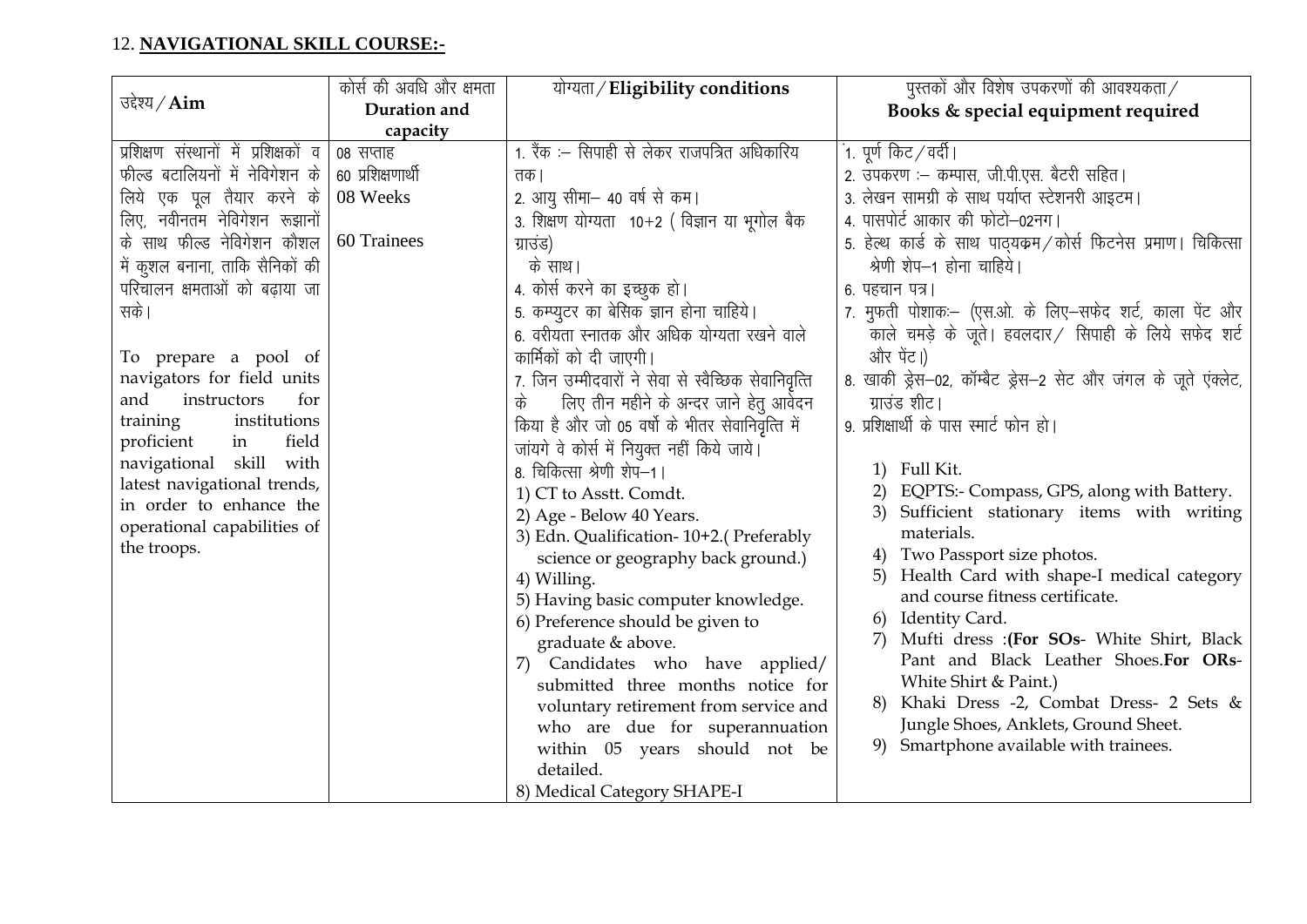## 12. **NAVIGATIONAL SKILL COURSE:-**

| उद्देश्य / **Aim** | कोर्स की अवधि और क्षमता **Duration and capacity** | योग्यता / **Eligibility conditions** | पुस्तकों और विशेष उपकरणों की आवश्यकता / **Books & special equipment required** |
|---|---|---|---|
| प्रशिक्षण संस्थानों में प्रशिक्षकों व फील्ड बटालियनों में नेविगेशन के लिये एक पूल तैयार करने के लिए, नवीनतम नेविगेशन रूझानों के साथ फील्ड नेविगेशन कौशल में कुशल बनाना, ताकि सैनिकों की परिचालन क्षमताओं को बढ़ाया जा सके।<br><br>To prepare a pool of navigators for field units and instructors for training institutions proficient in field navigational skill with latest navigational trends, in order to enhance the operational capabilities of the troops. | 08 सप्ताह<br>60 प्रशिक्षणार्थी<br>08 Weeks<br><br>60 Trainees | 1. रैंक :– सिपाही से लेकर राजपत्रित अधिकारिय तक।<br>2. आयु सीमा– 40 वर्ष से कम।<br>3. शिक्षण योग्यता 10+2 ( विज्ञान या भूगोल बैक ग्राउंड) के साथ।<br>4. कोर्स करने का इच्छुक हो।<br>5. कम्प्युटर का बेसिक ज्ञान होना चाहिये।<br>6. वरीयता स्नातक और अधिक योग्यता रखने वाले कार्मिकों को दी जाएगी।<br>7. जिन उम्मीदवारों ने सेवा से स्वैच्छिक सेवानिवृत्ति के लिए तीन महीने के अन्दर जाने हेतु आवेदन किया है और जो 05 वर्षो के भीतर सेवानिवृत्ति में जांयगे वे कोर्स में नियुक्त नहीं किये जाये।<br>8. चिकित्सा श्रेणी शेप–1।<br>1) CT to Asstt. Comdt.<br>2) Age - Below 40 Years.<br>3) Edn. Qualification- 10+2.( Preferably science or geography back ground.)<br>4) Willing.<br>5) Having basic computer knowledge.<br>6) Preference should be given to graduate & above.<br>7) Candidates who have applied/ submitted three months notice for voluntary retirement from service and who are due for superannuation within 05 years should not be detailed.<br>8) Medical Category SHAPE-I | 1. पूर्ण किट / वर्दी।<br>2. उपकरण :– कम्पास, जी.पी.एस. बैटरी सहित।<br>3. लेखन सामग्री के साथ पर्याप्त स्टेशनरी आइटम।<br>4. पासपोर्ट आकार की फोटो–02नग।<br>5. हेल्थ कार्ड के साथ पाठ्यक्रम / कोर्स फिटनेस प्रमाण। चिकित्सा श्रेणी शेप–1 होना चाहिये।<br>6. पहचान पत्र।<br>7. मुफती पोशाकः– (एस.ओ. के लिए–सफेद शर्ट, काला पेंट और काले चमड़े के जूते। हवलदार / सिपाही के लिये सफेद शर्ट और पेंट।)<br>8. खाकी ड्रेस–02, कॉम्बैट ड्रेस–2 सेट और जंगल के जूते एंक्लेट, ग्राउंड शीट।<br>9. प्रशिक्षार्थी के पास स्मार्ट फोन हो।<br><br>1) Full Kit.<br>2) EQPTS:- Compass, GPS, along with Battery.<br>3) Sufficient stationary items with writing materials.<br>4) Two Passport size photos.<br>5) Health Card with shape-I medical category and course fitness certificate.<br>6) Identity Card.<br>7) Mufti dress :**(For SOs**- White Shirt, Black Pant and Black Leather Shoes.**For ORs**- White Shirt & Paint.)<br>8) Khaki Dress -2, Combat Dress- 2 Sets & Jungle Shoes, Anklets, Ground Sheet.<br>9) Smartphone available with trainees. |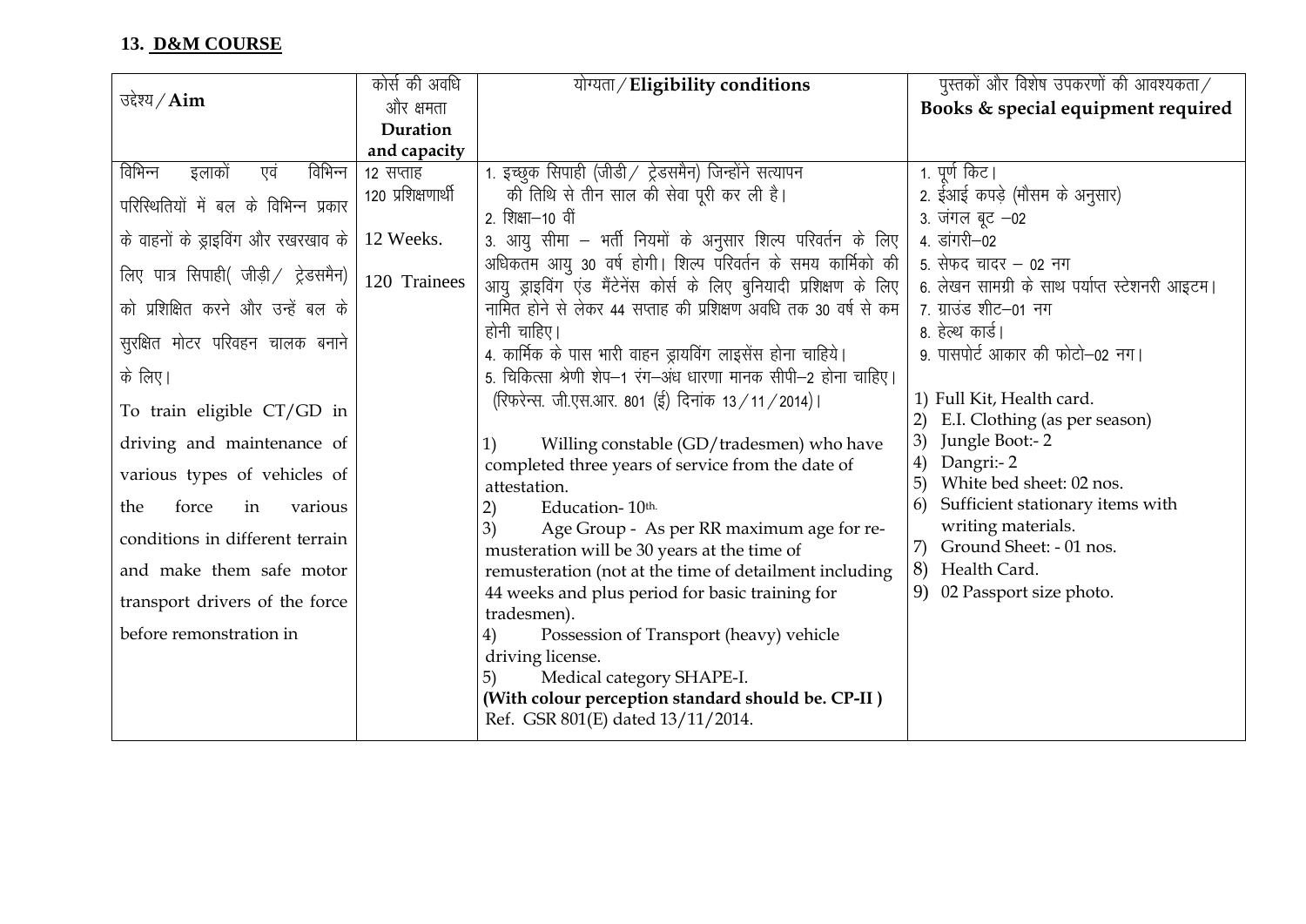## 13. D&M COURSE

| उद्देश्य / **Aim** | कोर्स की अवधि और क्षमता **Duration and capacity** | योग्यता / **Eligibility conditions** | पुस्तकों और विशेष उपकरणों की आवश्यकता / **Books & special equipment required** |
|---|---|---|---|
| विभिन्न इलाकों एवं विभिन्न परिस्थितियों में बल के विभिन्न प्रकार के वाहनों के ड्राइविंग और रखरखाव के लिए पात्र सिपाही( जीड़ी / ट्रेडसमैन) को प्रशिक्षित करने और उन्हें बल के सुरक्षित मोटर परिवहन चालक बनाने के लिए।<br><br>To train eligible CT/GD in driving and maintenance of various types of vehicles of the force in various conditions in different terrain and make them safe motor transport drivers of the force before remonstration in | 12 सप्ताह<br>120 प्रशिक्षणार्थी<br><br>12 Weeks.<br><br>120 Trainees | 1. इच्छुक सिपाही (जीडी / ट्रेडसमैन) जिन्होंने सत्यापन की तिथि से तीन साल की सेवा पूरी कर ली है।<br>2. शिक्षा–10 वीं<br>3. आयु सीमा – भर्ती नियमों के अनुसार शिल्प परिवर्तन के लिए अधिकतम आयु 30 वर्ष होगी। शिल्प परिवर्तन के समय कार्मिको की आयु ड्राइविंग एंड मैंटेनेंस कोर्स के लिए बुनियादी प्रशिक्षण के लिए नामित होने से लेकर 44 सप्ताह की प्रशिक्षण अवधि तक 30 वर्ष से कम होनी चाहिए।<br>4. कार्मिक के पास भारी वाहन ड्रायविंग लाइसेंस होना चाहिये।<br>5. चिकित्सा श्रेणी शेप–1 रंग–अंध धारणा मानक सीपी–2 होना चाहिए। (रिफरेन्स. जी.एस.आर. 801 (ई) दिनांक 13 / 11 / 2014)।<br><br>1) Willing constable (GD/tradesmen) who have completed three years of service from the date of attestation.<br>2) Education- 10th.<br>3) Age Group - As per RR maximum age for re-musteration will be 30 years at the time of remusteration (not at the time of detailment including 44 weeks and plus period for basic training for tradesmen).<br>4) Possession of Transport (heavy) vehicle driving license.<br>5) Medical category SHAPE-I. **(With colour perception standard should be. CP-II )** Ref. GSR 801(E) dated 13/11/2014. | 1. पूर्ण किट।<br>2. ईआई कपड़े (मौसम के अनुसार)<br>3. जंगल बूट –02<br>4. डांगरी–02<br>5. सेफद चादर – 02 नग<br>6. लेखन सामग्री के साथ पर्याप्त स्टेशनरी आइटम।<br>7. ग्राउंड शीट–01 नग<br>8. हेल्थ कार्ड।<br>9. पासपोर्ट आकार की फोटो–02 नग।<br><br>1) Full Kit, Health card.<br>2) E.I. Clothing (as per season)<br>3) Jungle Boot:- 2<br>4) Dangri:- 2<br>5) White bed sheet: 02 nos.<br>6) Sufficient stationary items with writing materials.<br>7) Ground Sheet: - 01 nos.<br>8) Health Card.<br>9) 02 Passport size photo. |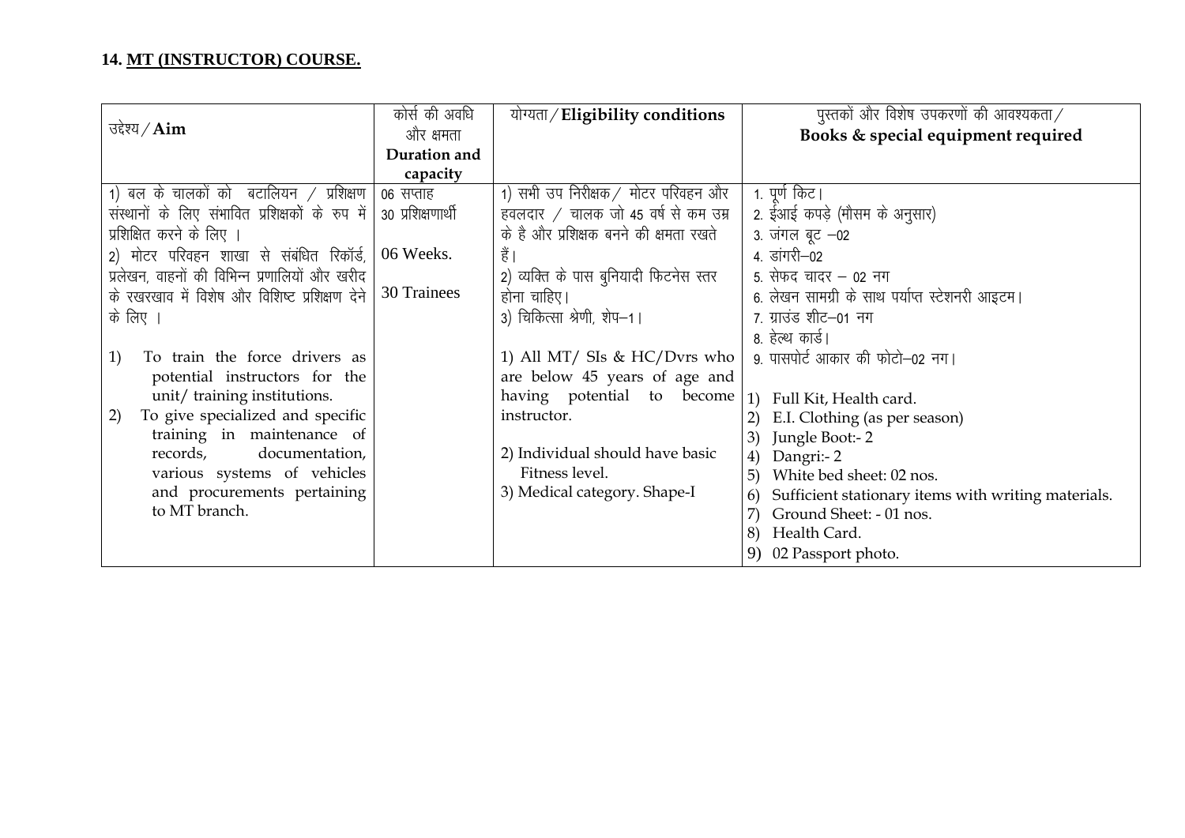**14. MT (INSTRUCTOR) COURSE.**

| उद्देश्य / **Aim** | कोर्स की अवधि और क्षमता **Duration and capacity** | योग्यता / **Eligibility conditions** | पुस्तकों और विशेष उपकरणों की आवश्यकता / **Books & special equipment required** |
|---|---|---|---|
| 1) बल के चालकों को बटालियन / प्रशिक्षण संस्थानों के लिए संभावित प्रशिक्षकों के रुप में प्रशिक्षित करने के लिए ।<br>2) मोटर परिवहन शाखा से संबंधित रिकॉर्ड, प्रलेखन, वाहनों की विभिन्न प्रणालियों और खरीद के रखरखाव में विशेष और विशिष्ट प्रशिक्षण देने के लिए ।<br><br>1) To train the force drivers as potential instructors for the unit/ training institutions.<br>2) To give specialized and specific training in maintenance of records, documentation, various systems of vehicles and procurements pertaining to MT branch. | 06 सप्ताह<br>30 प्रशिक्षणार्थी<br><br>06 Weeks.<br><br>30 Trainees | 1) सभी उप निरीक्षक / मोटर परिवहन और हवलदार / चालक जो 45 वर्ष से कम उम्र के है और प्रशिक्षक बनने की क्षमता रखते हैं।<br>2) व्यक्ति के पास बुनियादी फिटनेस स्तर होना चाहिए।<br>3) चिकित्सा श्रेणी, शेप–1।<br><br>1) All MT/ SIs & HC/Dvrs who are below 45 years of age and having potential to become instructor.<br><br>2) Individual should have basic Fitness level.<br>3) Medical category. Shape-I | 1. पूर्ण किट।<br>2. ईआई कपड़े (मौसम के अनुसार)<br>3. जंगल बूट –02<br>4. डांगरी–02<br>5. सेफद चादर – 02 नग<br>6. लेखन सामग्री के साथ पर्याप्त स्टेशनरी आइटम।<br>7. ग्राउंड शीट–01 नग<br>8. हेल्थ कार्ड।<br>9. पासपोर्ट आकार की फोटो–02 नग।<br><br>1) Full Kit, Health card.<br>2) E.I. Clothing (as per season)<br>3) Jungle Boot:- 2<br>4) Dangri:- 2<br>5) White bed sheet: 02 nos.<br>6) Sufficient stationary items with writing materials.<br>7) Ground Sheet: - 01 nos.<br>8) Health Card.<br>9) 02 Passport photo. |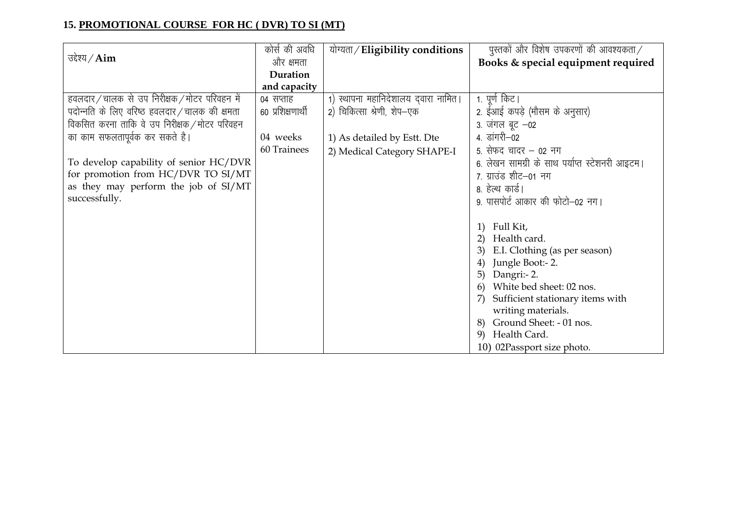## 15. PROMOTIONAL COURSE FOR HC ( DVR) TO SI (MT)

| उद्देश्य / **Aim** | कोर्स की अवधि और क्षमता **Duration and capacity** | योग्यता / **Eligibility conditions** | पुस्तकों और विशेष उपकरणों की आवश्यकता / **Books & special equipment required** |
|---|---|---|---|
| हवलदार / चालक से उप निरीक्षक / मोटर परिवहन में पदोन्नति के लिए वरिष्ठ हवलदार / चालक की क्षमता विकसित करना ताकि वे उप निरीक्षक / मोटर परिवहन का काम सफलतापूर्वक कर सकते है।<br><br>To develop capability of senior HC/DVR for promotion from HC/DVR TO SI/MT as they may perform the job of SI/MT successfully. | 04 सप्ताह<br>60 प्रशिक्षणार्थी<br><br>04 weeks<br>60 Trainees | 1) स्थापना महानिदेशालय द्वारा नामित।<br>2) चिकित्सा श्रेणी, शेप–एक<br><br>1) As detailed by Estt. Dte<br>2) Medical Category SHAPE-I | 1. पूर्ण किट।<br>2. ईआई कपड़े (मौसम के अनुसार)<br>3. जंगल बूट –02<br>4. डांगरी–02<br>5. सेफद चादर – 02 नग<br>6. लेखन सामग्री के साथ पर्याप्त स्टेशनरी आइटम।<br>7. ग्राउंड शीट–01 नग<br>8. हेल्थ कार्ड।<br>9. पासपोर्ट आकार की फोटो–02 नग।<br><br>1) Full Kit,<br>2) Health card.<br>3) E.I. Clothing (as per season)<br>4) Jungle Boot:- 2.<br>5) Dangri:- 2.<br>6) White bed sheet: 02 nos.<br>7) Sufficient stationary items with writing materials.<br>8) Ground Sheet: - 01 nos.<br>9) Health Card.<br>10) 02Passport size photo. |